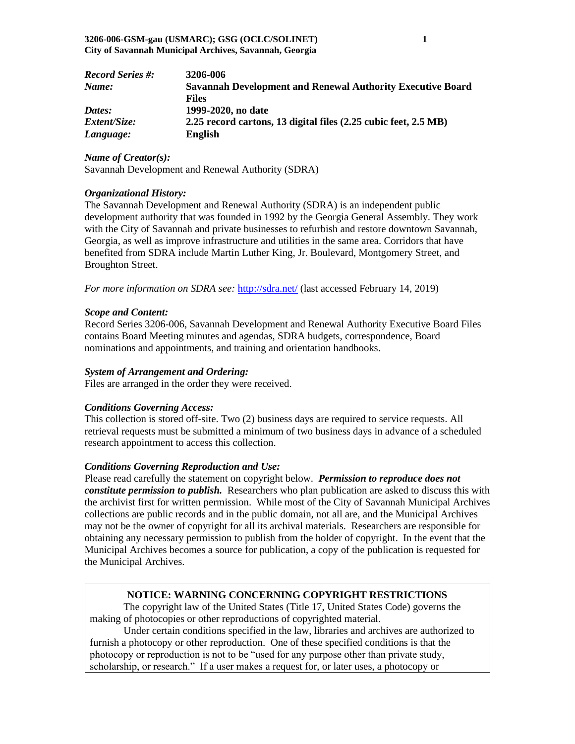| | |
|---|---|
| ***Record Series #:*** | **3206-006** |
| ***Name:*** | **Savannah Development and Renewal Authority Executive Board Files** |
| ***Dates:*** | **1999-2020, no date** |
| ***Extent/Size:*** | **2.25 record cartons, 13 digital files (2.25 cubic feet, 2.5 MB)** |
| ***Language:*** | **English** |

### *Name of Creator(s):*

Savannah Development and Renewal Authority (SDRA)

### *Organizational History:*

The Savannah Development and Renewal Authority (SDRA) is an independent public development authority that was founded in 1992 by the Georgia General Assembly. They work with the City of Savannah and private businesses to refurbish and restore downtown Savannah, Georgia, as well as improve infrastructure and utilities in the same area. Corridors that have benefited from SDRA include Martin Luther King, Jr. Boulevard, Montgomery Street, and Broughton Street.

*For more information on SDRA see:* http://sdra.net/ (last accessed February 14, 2019)

### *Scope and Content:*

Record Series 3206-006, Savannah Development and Renewal Authority Executive Board Files contains Board Meeting minutes and agendas, SDRA budgets, correspondence, Board nominations and appointments, and training and orientation handbooks.

### *System of Arrangement and Ordering:*

Files are arranged in the order they were received.

### *Conditions Governing Access:*

This collection is stored off-site. Two (2) business days are required to service requests. All retrieval requests must be submitted a minimum of two business days in advance of a scheduled research appointment to access this collection.

### *Conditions Governing Reproduction and Use:*

Please read carefully the statement on copyright below. ***Permission to reproduce does not constitute permission to publish.*** Researchers who plan publication are asked to discuss this with the archivist first for written permission. While most of the City of Savannah Municipal Archives collections are public records and in the public domain, not all are, and the Municipal Archives may not be the owner of copyright for all its archival materials. Researchers are responsible for obtaining any necessary permission to publish from the holder of copyright. In the event that the Municipal Archives becomes a source for publication, a copy of the publication is requested for the Municipal Archives.

**NOTICE: WARNING CONCERNING COPYRIGHT RESTRICTIONS**

The copyright law of the United States (Title 17, United States Code) governs the making of photocopies or other reproductions of copyrighted material.

Under certain conditions specified in the law, libraries and archives are authorized to furnish a photocopy or other reproduction. One of these specified conditions is that the photocopy or reproduction is not to be "used for any purpose other than private study, scholarship, or research." If a user makes a request for, or later uses, a photocopy or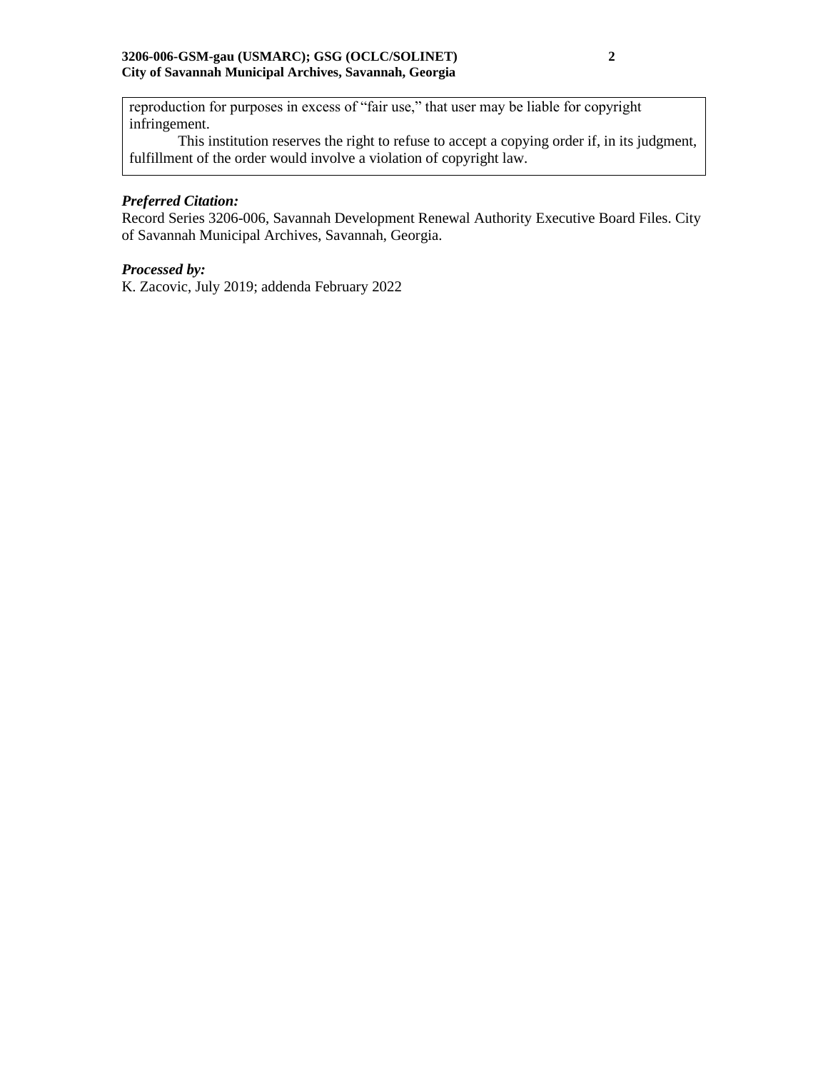reproduction for purposes in excess of "fair use," that user may be liable for copyright infringement.

This institution reserves the right to refuse to accept a copying order if, in its judgment, fulfillment of the order would involve a violation of copyright law.

***Preferred Citation:***

Record Series 3206-006, Savannah Development Renewal Authority Executive Board Files. City of Savannah Municipal Archives, Savannah, Georgia.

***Processed by:***

K. Zacovic, July 2019; addenda February 2022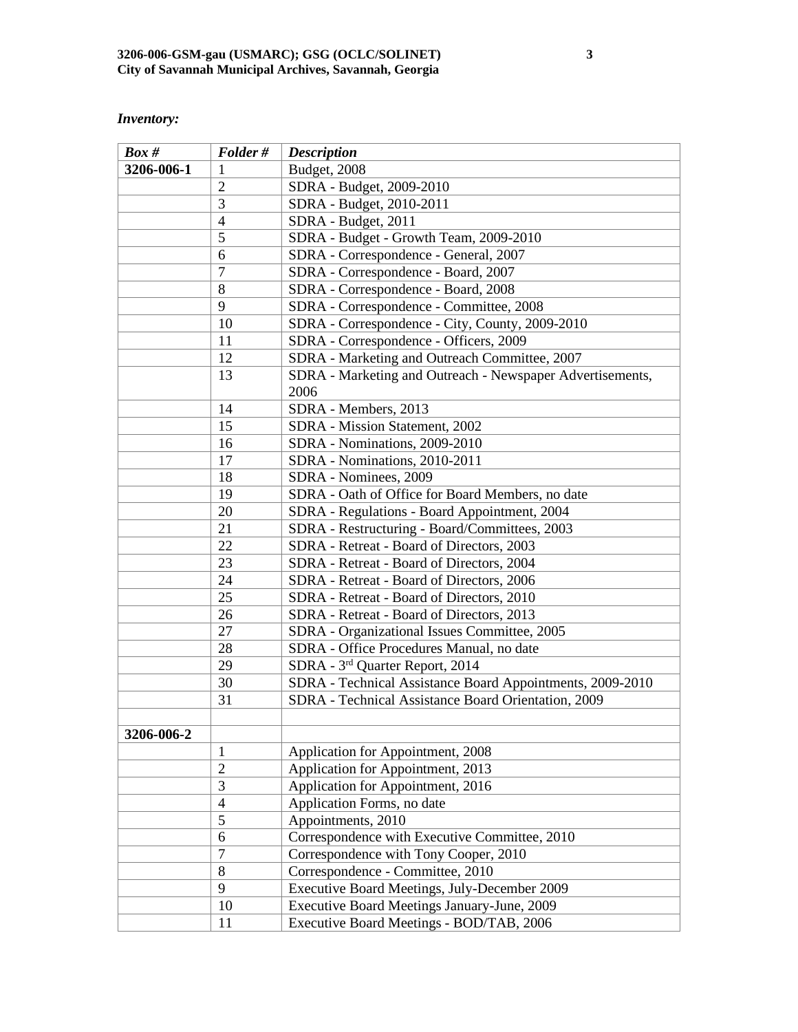***Inventory:***

| ***Box #*** | ***Folder #*** | ***Description*** |
|---|---|---|
| **3206-006-1** | 1 | Budget, 2008 |
| | 2 | SDRA - Budget, 2009-2010 |
| | 3 | SDRA - Budget, 2010-2011 |
| | 4 | SDRA - Budget, 2011 |
| | 5 | SDRA - Budget - Growth Team, 2009-2010 |
| | 6 | SDRA - Correspondence - General, 2007 |
| | 7 | SDRA - Correspondence - Board, 2007 |
| | 8 | SDRA - Correspondence - Board, 2008 |
| | 9 | SDRA - Correspondence - Committee, 2008 |
| | 10 | SDRA - Correspondence - City, County, 2009-2010 |
| | 11 | SDRA - Correspondence - Officers, 2009 |
| | 12 | SDRA - Marketing and Outreach Committee, 2007 |
| | 13 | SDRA - Marketing and Outreach - Newspaper Advertisements, 2006 |
| | 14 | SDRA - Members, 2013 |
| | 15 | SDRA - Mission Statement, 2002 |
| | 16 | SDRA - Nominations, 2009-2010 |
| | 17 | SDRA - Nominations, 2010-2011 |
| | 18 | SDRA - Nominees, 2009 |
| | 19 | SDRA - Oath of Office for Board Members, no date |
| | 20 | SDRA - Regulations - Board Appointment, 2004 |
| | 21 | SDRA - Restructuring - Board/Committees, 2003 |
| | 22 | SDRA - Retreat - Board of Directors, 2003 |
| | 23 | SDRA - Retreat - Board of Directors, 2004 |
| | 24 | SDRA - Retreat - Board of Directors, 2006 |
| | 25 | SDRA - Retreat - Board of Directors, 2010 |
| | 26 | SDRA - Retreat - Board of Directors, 2013 |
| | 27 | SDRA - Organizational Issues Committee, 2005 |
| | 28 | SDRA - Office Procedures Manual, no date |
| | 29 | SDRA - 3rd Quarter Report, 2014 |
| | 30 | SDRA - Technical Assistance Board Appointments, 2009-2010 |
| | 31 | SDRA - Technical Assistance Board Orientation, 2009 |
| | | |
| **3206-006-2** | | |
| | 1 | Application for Appointment, 2008 |
| | 2 | Application for Appointment, 2013 |
| | 3 | Application for Appointment, 2016 |
| | 4 | Application Forms, no date |
| | 5 | Appointments, 2010 |
| | 6 | Correspondence with Executive Committee, 2010 |
| | 7 | Correspondence with Tony Cooper, 2010 |
| | 8 | Correspondence - Committee, 2010 |
| | 9 | Executive Board Meetings, July-December 2009 |
| | 10 | Executive Board Meetings January-June, 2009 |
| | 11 | Executive Board Meetings - BOD/TAB, 2006 |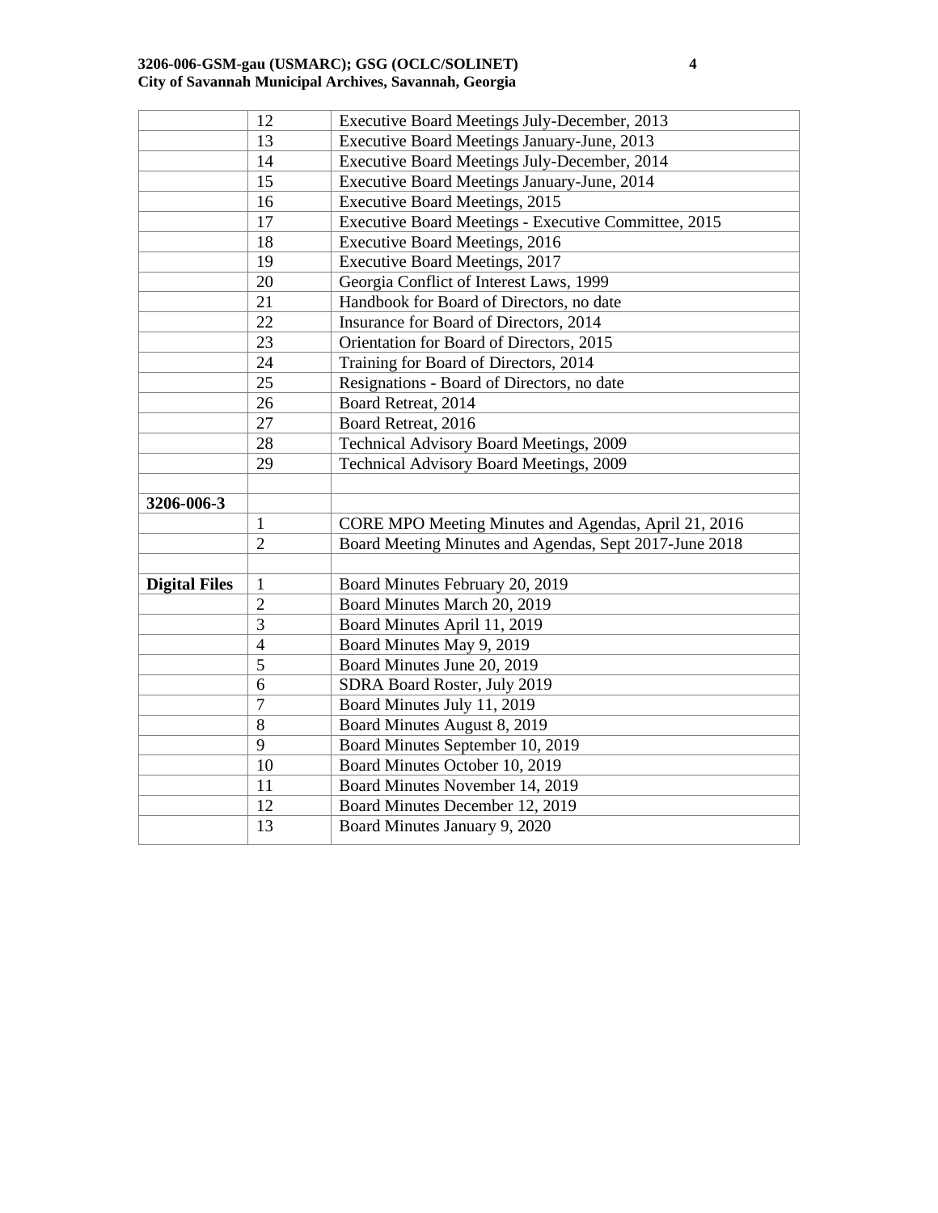| | | |
|---|---|---|
| | 12 | Executive Board Meetings July-December, 2013 |
| | 13 | Executive Board Meetings January-June, 2013 |
| | 14 | Executive Board Meetings July-December, 2014 |
| | 15 | Executive Board Meetings January-June, 2014 |
| | 16 | Executive Board Meetings, 2015 |
| | 17 | Executive Board Meetings - Executive Committee, 2015 |
| | 18 | Executive Board Meetings, 2016 |
| | 19 | Executive Board Meetings, 2017 |
| | 20 | Georgia Conflict of Interest Laws, 1999 |
| | 21 | Handbook for Board of Directors, no date |
| | 22 | Insurance for Board of Directors, 2014 |
| | 23 | Orientation for Board of Directors, 2015 |
| | 24 | Training for Board of Directors, 2014 |
| | 25 | Resignations - Board of Directors, no date |
| | 26 | Board Retreat, 2014 |
| | 27 | Board Retreat, 2016 |
| | 28 | Technical Advisory Board Meetings, 2009 |
| | 29 | Technical Advisory Board Meetings, 2009 |
| | | |
| **3206-006-3** | | |
| | 1 | CORE MPO Meeting Minutes and Agendas, April 21, 2016 |
| | 2 | Board Meeting Minutes and Agendas, Sept 2017-June 2018 |
| | | |
| **Digital Files** | 1 | Board Minutes February 20, 2019 |
| | 2 | Board Minutes March 20, 2019 |
| | 3 | Board Minutes April 11, 2019 |
| | 4 | Board Minutes May 9, 2019 |
| | 5 | Board Minutes June 20, 2019 |
| | 6 | SDRA Board Roster, July 2019 |
| | 7 | Board Minutes July 11, 2019 |
| | 8 | Board Minutes August 8, 2019 |
| | 9 | Board Minutes September 10, 2019 |
| | 10 | Board Minutes October 10, 2019 |
| | 11 | Board Minutes November 14, 2019 |
| | 12 | Board Minutes December 12, 2019 |
| | 13 | Board Minutes January 9, 2020 |